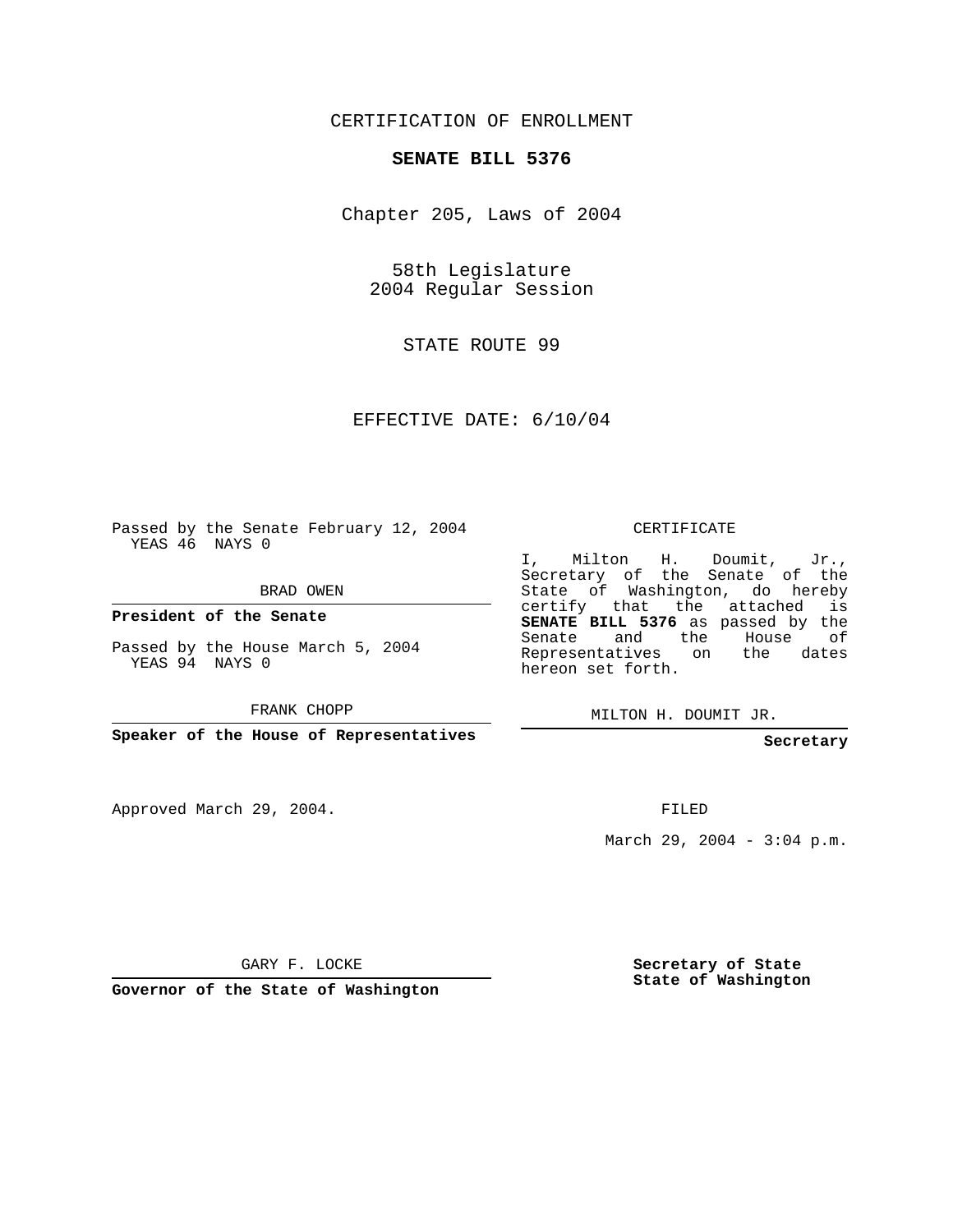CERTIFICATION OF ENROLLMENT

**SENATE BILL 5376**

Chapter 205, Laws of 2004

58th Legislature
2004 Regular Session

STATE ROUTE 99

EFFECTIVE DATE: 6/10/04

Passed by the Senate February 12, 2004
YEAS 46 NAYS 0

BRAD OWEN

**President of the Senate**

Passed by the House March 5, 2004
YEAS 94 NAYS 0

FRANK CHOPP

**Speaker of the House of Representatives**

Approved March 29, 2004.

GARY F. LOCKE

**Governor of the State of Washington**

CERTIFICATE

I, Milton H. Doumit, Jr., Secretary of the Senate of the State of Washington, do hereby certify that the attached is **SENATE BILL 5376** as passed by the Senate and the House of Representatives on the dates hereon set forth.

MILTON H. DOUMIT JR.

**Secretary**

FILED

March 29, 2004 - 3:04 p.m.

**Secretary of State**
**State of Washington**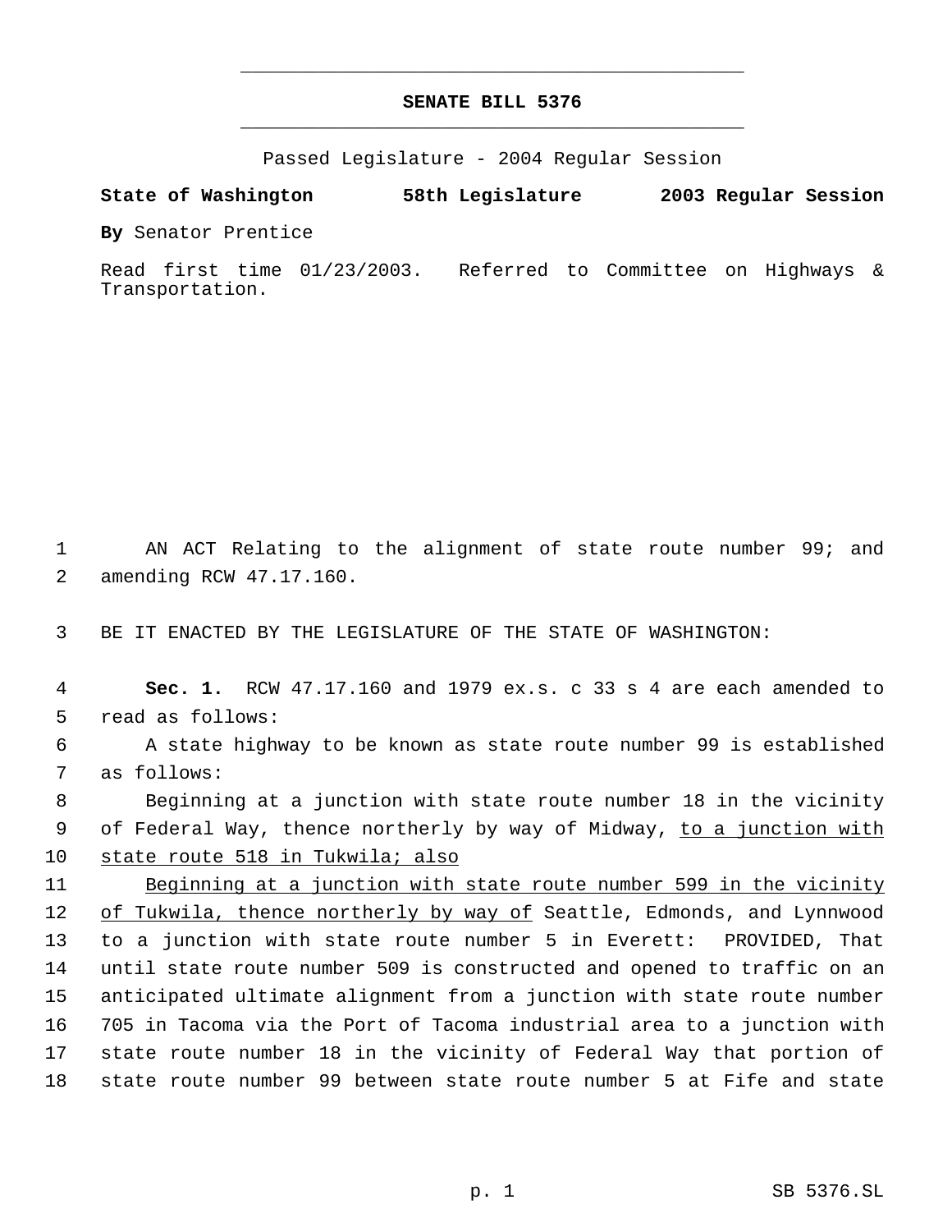# SENATE BILL 5376

Passed Legislature - 2004 Regular Session

**State of Washington 58th Legislature 2003 Regular Session**

**By** Senator Prentice

Read first time 01/23/2003. Referred to Committee on Highways & Transportation.

1 AN ACT Relating to the alignment of state route number 99; and
2 amending RCW 47.17.160.

3 BE IT ENACTED BY THE LEGISLATURE OF THE STATE OF WASHINGTON:

4 **Sec. 1.** RCW 47.17.160 and 1979 ex.s. c 33 s 4 are each amended to
5 read as follows:

6 A state highway to be known as state route number 99 is established
7 as follows:

8 Beginning at a junction with state route number 18 in the vicinity
9 of Federal Way, thence northerly by way of Midway, <u>to a junction with</u>
10 <u>state route 518 in Tukwila; also</u>

11 <u>Beginning at a junction with state route number 599 in the vicinity</u>
12 <u>of Tukwila, thence northerly by way of</u> Seattle, Edmonds, and Lynnwood
13 to a junction with state route number 5 in Everett: PROVIDED, That
14 until state route number 509 is constructed and opened to traffic on an
15 anticipated ultimate alignment from a junction with state route number
16 705 in Tacoma via the Port of Tacoma industrial area to a junction with
17 state route number 18 in the vicinity of Federal Way that portion of
18 state route number 99 between state route number 5 at Fife and state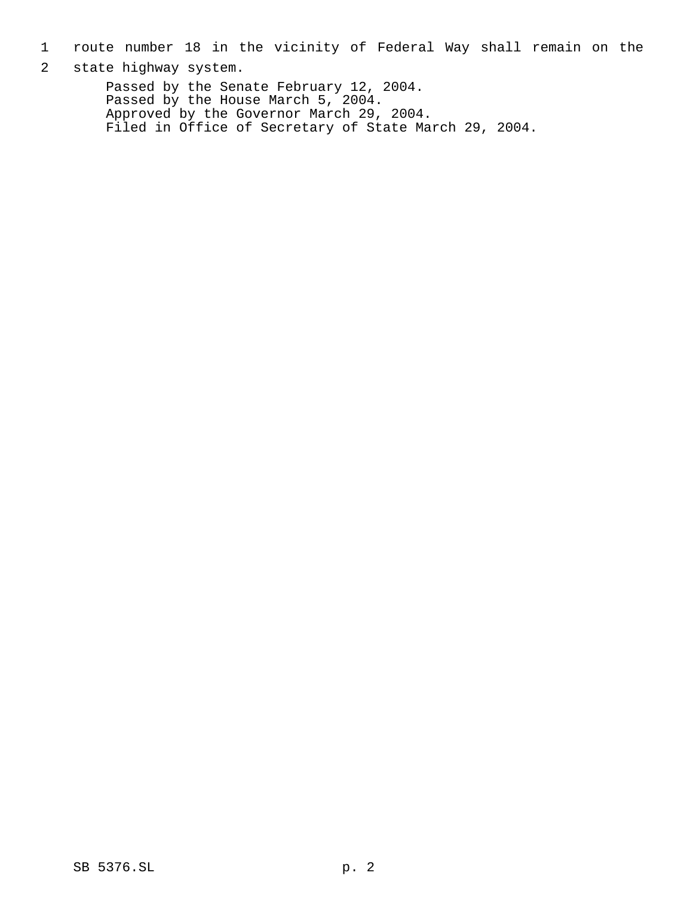route number 18 in the vicinity of Federal Way shall remain on the state highway system.

Passed by the Senate February 12, 2004.
Passed by the House March 5, 2004.
Approved by the Governor March 29, 2004.
Filed in Office of Secretary of State March 29, 2004.